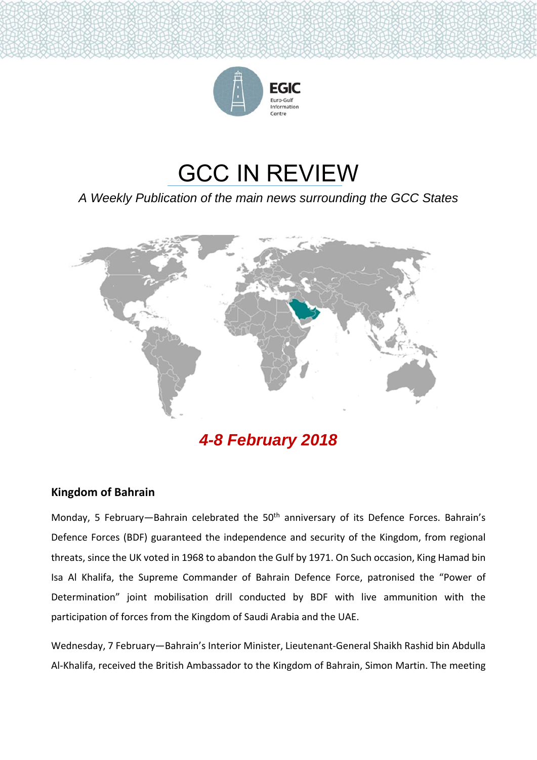EGIC

Euro-Gulf Information Centre

# GCC IN REVIEW

*A Weekly Publication of the main news surrounding the GCC States*

***4-8 February 2018***

## Kingdom of Bahrain

Monday, 5 February—Bahrain celebrated the 50th anniversary of its Defence Forces. Bahrain's Defence Forces (BDF) guaranteed the independence and security of the Kingdom, from regional threats, since the UK voted in 1968 to abandon the Gulf by 1971. On Such occasion, King Hamad bin Isa Al Khalifa, the Supreme Commander of Bahrain Defence Force, patronised the "Power of Determination" joint mobilisation drill conducted by BDF with live ammunition with the participation of forces from the Kingdom of Saudi Arabia and the UAE.

Wednesday, 7 February—Bahrain's Interior Minister, Lieutenant-General Shaikh Rashid bin Abdulla Al-Khalifa, received the British Ambassador to the Kingdom of Bahrain, Simon Martin. The meeting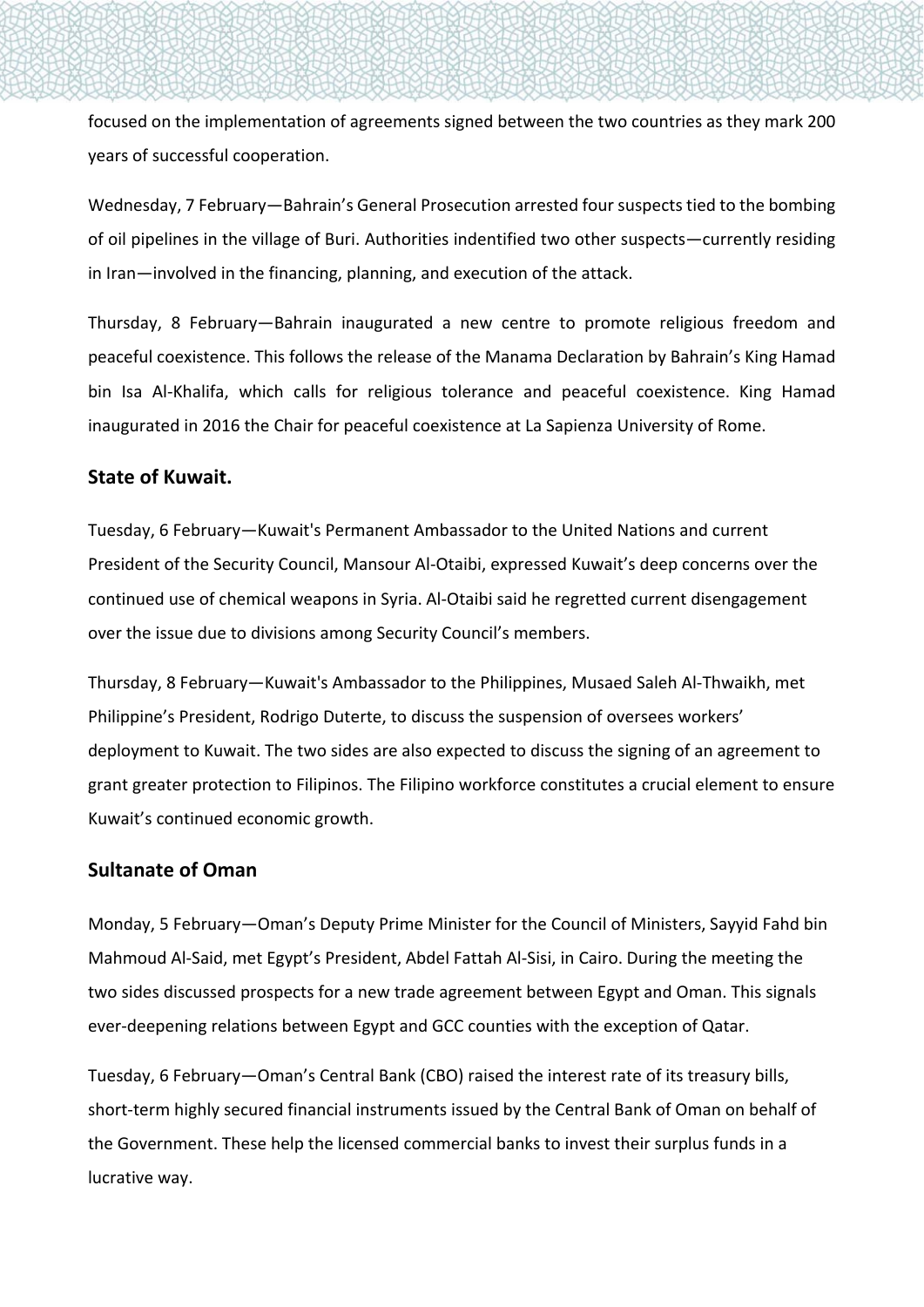focused on the implementation of agreements signed between the two countries as they mark 200 years of successful cooperation.

Wednesday, 7 February—Bahrain's General Prosecution arrested four suspects tied to the bombing of oil pipelines in the village of Buri. Authorities indentified two other suspects—currently residing in Iran—involved in the financing, planning, and execution of the attack.

Thursday, 8 February—Bahrain inaugurated a new centre to promote religious freedom and peaceful coexistence. This follows the release of the Manama Declaration by Bahrain's King Hamad bin Isa Al-Khalifa, which calls for religious tolerance and peaceful coexistence. King Hamad inaugurated in 2016 the Chair for peaceful coexistence at La Sapienza University of Rome.

## State of Kuwait.

Tuesday, 6 February—Kuwait's Permanent Ambassador to the United Nations and current President of the Security Council, Mansour Al-Otaibi, expressed Kuwait's deep concerns over the continued use of chemical weapons in Syria. Al-Otaibi said he regretted current disengagement over the issue due to divisions among Security Council's members.

Thursday, 8 February—Kuwait's Ambassador to the Philippines, Musaed Saleh Al-Thwaikh, met Philippine's President, Rodrigo Duterte, to discuss the suspension of oversees workers' deployment to Kuwait. The two sides are also expected to discuss the signing of an agreement to grant greater protection to Filipinos. The Filipino workforce constitutes a crucial element to ensure Kuwait's continued economic growth.

## Sultanate of Oman

Monday, 5 February—Oman's Deputy Prime Minister for the Council of Ministers, Sayyid Fahd bin Mahmoud Al-Said, met Egypt's President, Abdel Fattah Al-Sisi, in Cairo. During the meeting the two sides discussed prospects for a new trade agreement between Egypt and Oman. This signals ever-deepening relations between Egypt and GCC counties with the exception of Qatar.

Tuesday, 6 February—Oman's Central Bank (CBO) raised the interest rate of its treasury bills, short-term highly secured financial instruments issued by the Central Bank of Oman on behalf of the Government. These help the licensed commercial banks to invest their surplus funds in a lucrative way.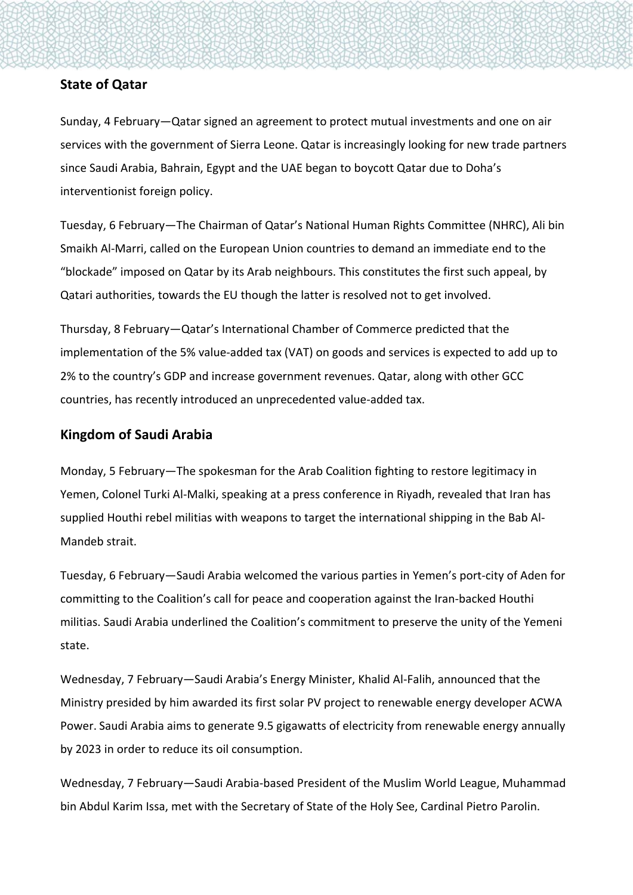## State of Qatar

Sunday, 4 February—Qatar signed an agreement to protect mutual investments and one on air services with the government of Sierra Leone. Qatar is increasingly looking for new trade partners since Saudi Arabia, Bahrain, Egypt and the UAE began to boycott Qatar due to Doha's interventionist foreign policy.

Tuesday, 6 February—The Chairman of Qatar's National Human Rights Committee (NHRC), Ali bin Smaikh Al-Marri, called on the European Union countries to demand an immediate end to the "blockade" imposed on Qatar by its Arab neighbours. This constitutes the first such appeal, by Qatari authorities, towards the EU though the latter is resolved not to get involved.

Thursday, 8 February—Qatar's International Chamber of Commerce predicted that the implementation of the 5% value-added tax (VAT) on goods and services is expected to add up to 2% to the country's GDP and increase government revenues. Qatar, along with other GCC countries, has recently introduced an unprecedented value-added tax.

## Kingdom of Saudi Arabia

Monday, 5 February—The spokesman for the Arab Coalition fighting to restore legitimacy in Yemen, Colonel Turki Al-Malki, speaking at a press conference in Riyadh, revealed that Iran has supplied Houthi rebel militias with weapons to target the international shipping in the Bab Al-Mandeb strait.

Tuesday, 6 February—Saudi Arabia welcomed the various parties in Yemen's port-city of Aden for committing to the Coalition's call for peace and cooperation against the Iran-backed Houthi militias. Saudi Arabia underlined the Coalition's commitment to preserve the unity of the Yemeni state.

Wednesday, 7 February—Saudi Arabia's Energy Minister, Khalid Al-Falih, announced that the Ministry presided by him awarded its first solar PV project to renewable energy developer ACWA Power. Saudi Arabia aims to generate 9.5 gigawatts of electricity from renewable energy annually by 2023 in order to reduce its oil consumption.

Wednesday, 7 February—Saudi Arabia-based President of the Muslim World League, Muhammad bin Abdul Karim Issa, met with the Secretary of State of the Holy See, Cardinal Pietro Parolin.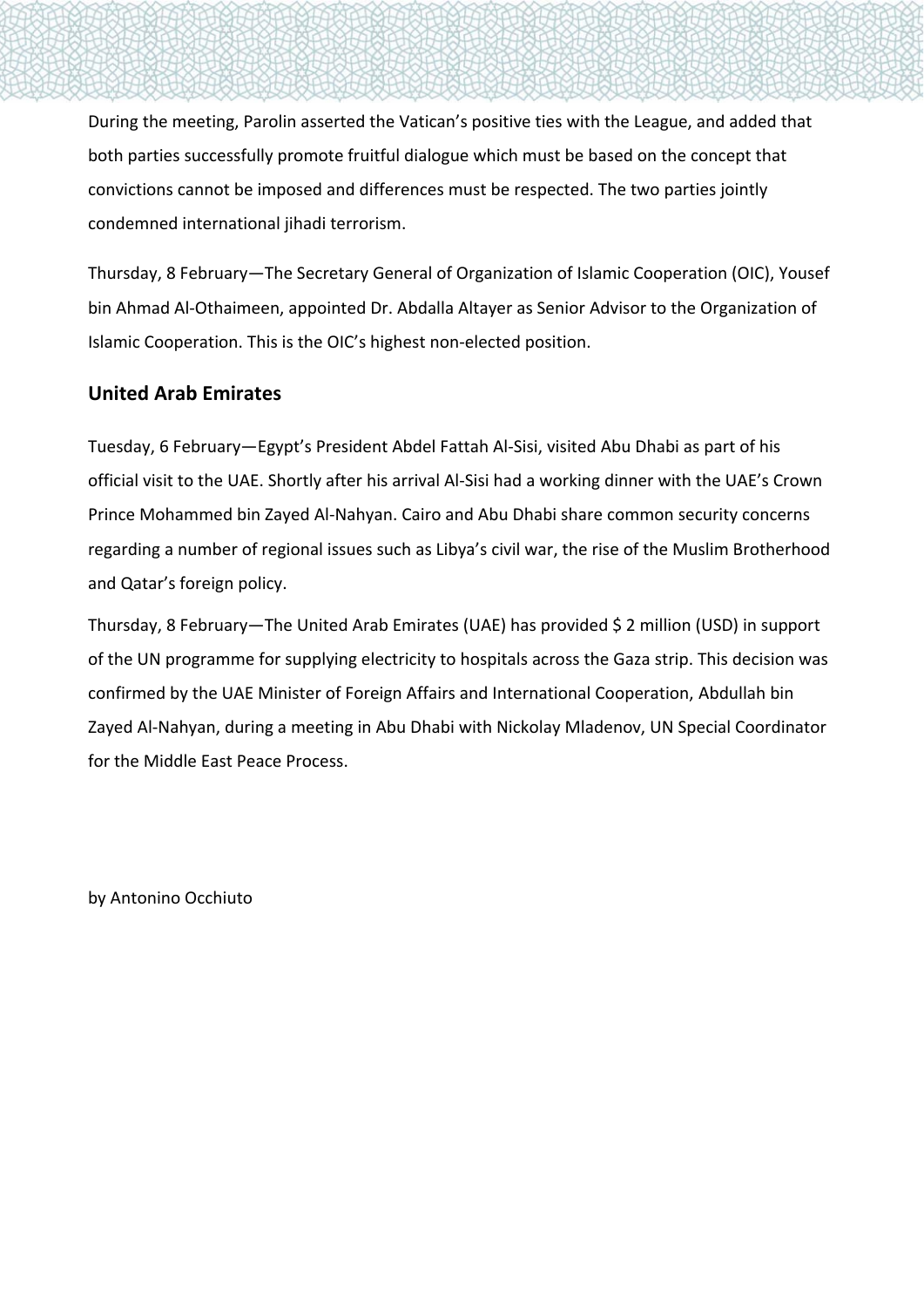During the meeting, Parolin asserted the Vatican's positive ties with the League, and added that both parties successfully promote fruitful dialogue which must be based on the concept that convictions cannot be imposed and differences must be respected. The two parties jointly condemned international jihadi terrorism.

Thursday, 8 February—The Secretary General of Organization of Islamic Cooperation (OIC), Yousef bin Ahmad Al-Othaimeen, appointed Dr. Abdalla Altayer as Senior Advisor to the Organization of Islamic Cooperation. This is the OIC's highest non-elected position.

## United Arab Emirates

Tuesday, 6 February—Egypt's President Abdel Fattah Al-Sisi, visited Abu Dhabi as part of his official visit to the UAE. Shortly after his arrival Al-Sisi had a working dinner with the UAE's Crown Prince Mohammed bin Zayed Al-Nahyan. Cairo and Abu Dhabi share common security concerns regarding a number of regional issues such as Libya's civil war, the rise of the Muslim Brotherhood and Qatar's foreign policy.

Thursday, 8 February—The United Arab Emirates (UAE) has provided $ 2 million (USD) in support of the UN programme for supplying electricity to hospitals across the Gaza strip. This decision was confirmed by the UAE Minister of Foreign Affairs and International Cooperation, Abdullah bin Zayed Al-Nahyan, during a meeting in Abu Dhabi with Nickolay Mladenov, UN Special Coordinator for the Middle East Peace Process.

by Antonino Occhiuto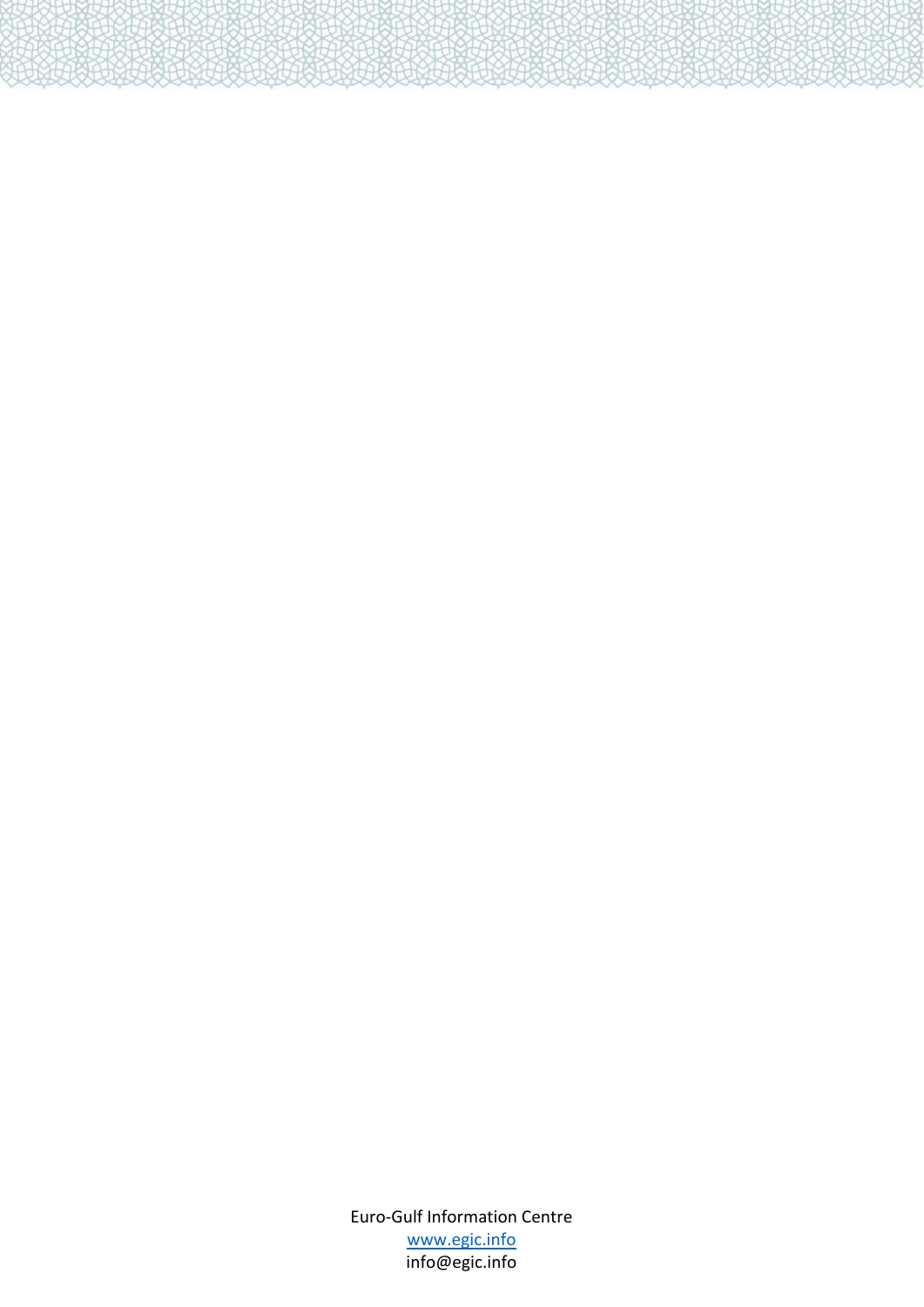Euro-Gulf Information Centre
www.egic.info
info@egic.info